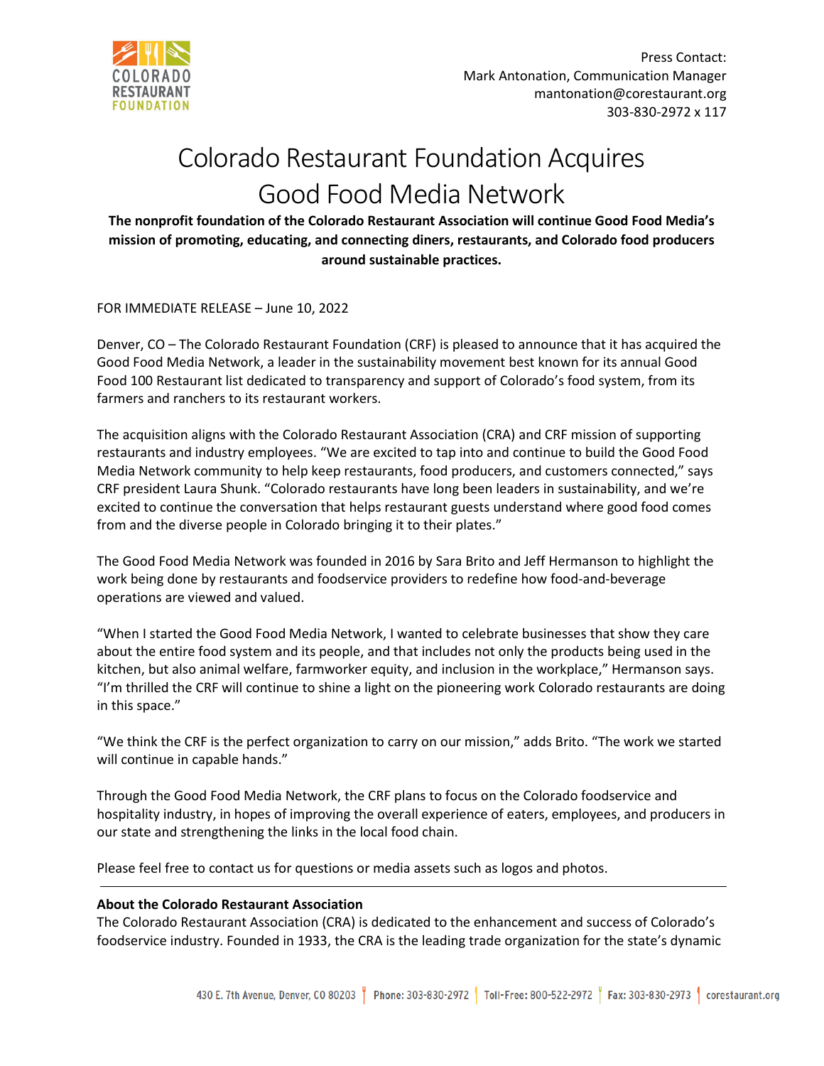COLORADO RESTAURANT FOUNDATION

Press Contact:
Mark Antonation, Communication Manager
mantonation@corestaurant.org
303-830-2972 x 117

# Colorado Restaurant Foundation Acquires Good Food Media Network

**The nonprofit foundation of the Colorado Restaurant Association will continue Good Food Media's mission of promoting, educating, and connecting diners, restaurants, and Colorado food producers around sustainable practices.**

FOR IMMEDIATE RELEASE – June 10, 2022

Denver, CO – The Colorado Restaurant Foundation (CRF) is pleased to announce that it has acquired the Good Food Media Network, a leader in the sustainability movement best known for its annual Good Food 100 Restaurant list dedicated to transparency and support of Colorado's food system, from its farmers and ranchers to its restaurant workers.

The acquisition aligns with the Colorado Restaurant Association (CRA) and CRF mission of supporting restaurants and industry employees. "We are excited to tap into and continue to build the Good Food Media Network community to help keep restaurants, food producers, and customers connected," says CRF president Laura Shunk. "Colorado restaurants have long been leaders in sustainability, and we're excited to continue the conversation that helps restaurant guests understand where good food comes from and the diverse people in Colorado bringing it to their plates."

The Good Food Media Network was founded in 2016 by Sara Brito and Jeff Hermanson to highlight the work being done by restaurants and foodservice providers to redefine how food-and-beverage operations are viewed and valued.

"When I started the Good Food Media Network, I wanted to celebrate businesses that show they care about the entire food system and its people, and that includes not only the products being used in the kitchen, but also animal welfare, farmworker equity, and inclusion in the workplace," Hermanson says. "I'm thrilled the CRF will continue to shine a light on the pioneering work Colorado restaurants are doing in this space."

"We think the CRF is the perfect organization to carry on our mission," adds Brito. "The work we started will continue in capable hands."

Through the Good Food Media Network, the CRF plans to focus on the Colorado foodservice and hospitality industry, in hopes of improving the overall experience of eaters, employees, and producers in our state and strengthening the links in the local food chain.

Please feel free to contact us for questions or media assets such as logos and photos.

---

**About the Colorado Restaurant Association**

The Colorado Restaurant Association (CRA) is dedicated to the enhancement and success of Colorado's foodservice industry. Founded in 1933, the CRA is the leading trade organization for the state's dynamic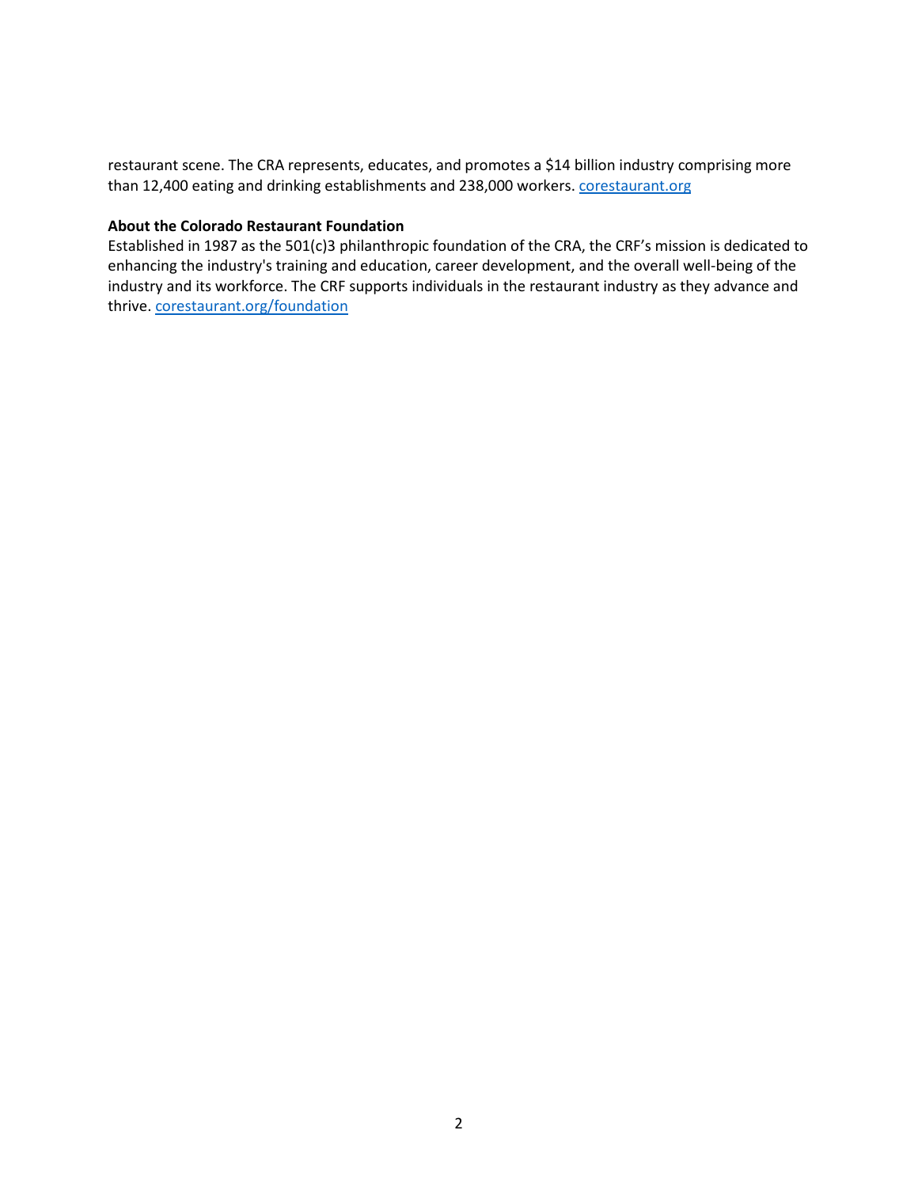restaurant scene. The CRA represents, educates, and promotes a $14 billion industry comprising more than 12,400 eating and drinking establishments and 238,000 workers. [corestaurant.org](corestaurant.org)

**About the Colorado Restaurant Foundation**

Established in 1987 as the 501(c)3 philanthropic foundation of the CRA, the CRF's mission is dedicated to enhancing the industry's training and education, career development, and the overall well-being of the industry and its workforce. The CRF supports individuals in the restaurant industry as they advance and thrive. [corestaurant.org/foundation](corestaurant.org/foundation)